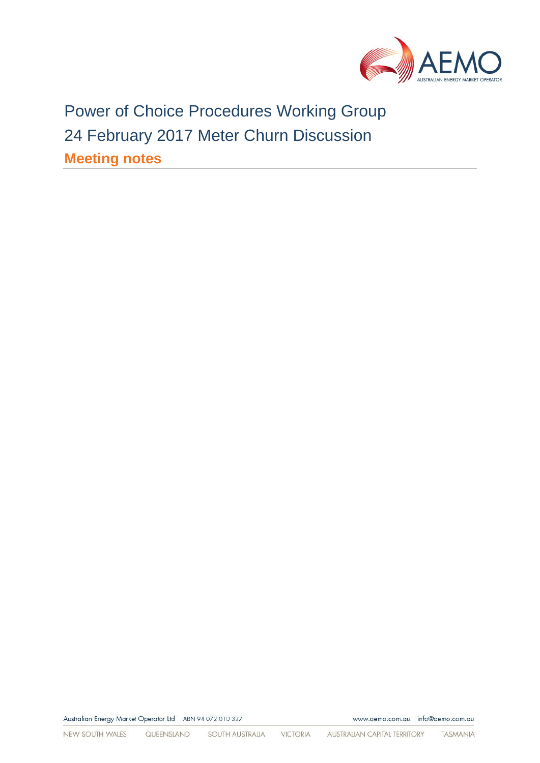# Power of Choice Procedures Working Group

# 24 February 2017 Meter Churn Discussion

## Meeting notes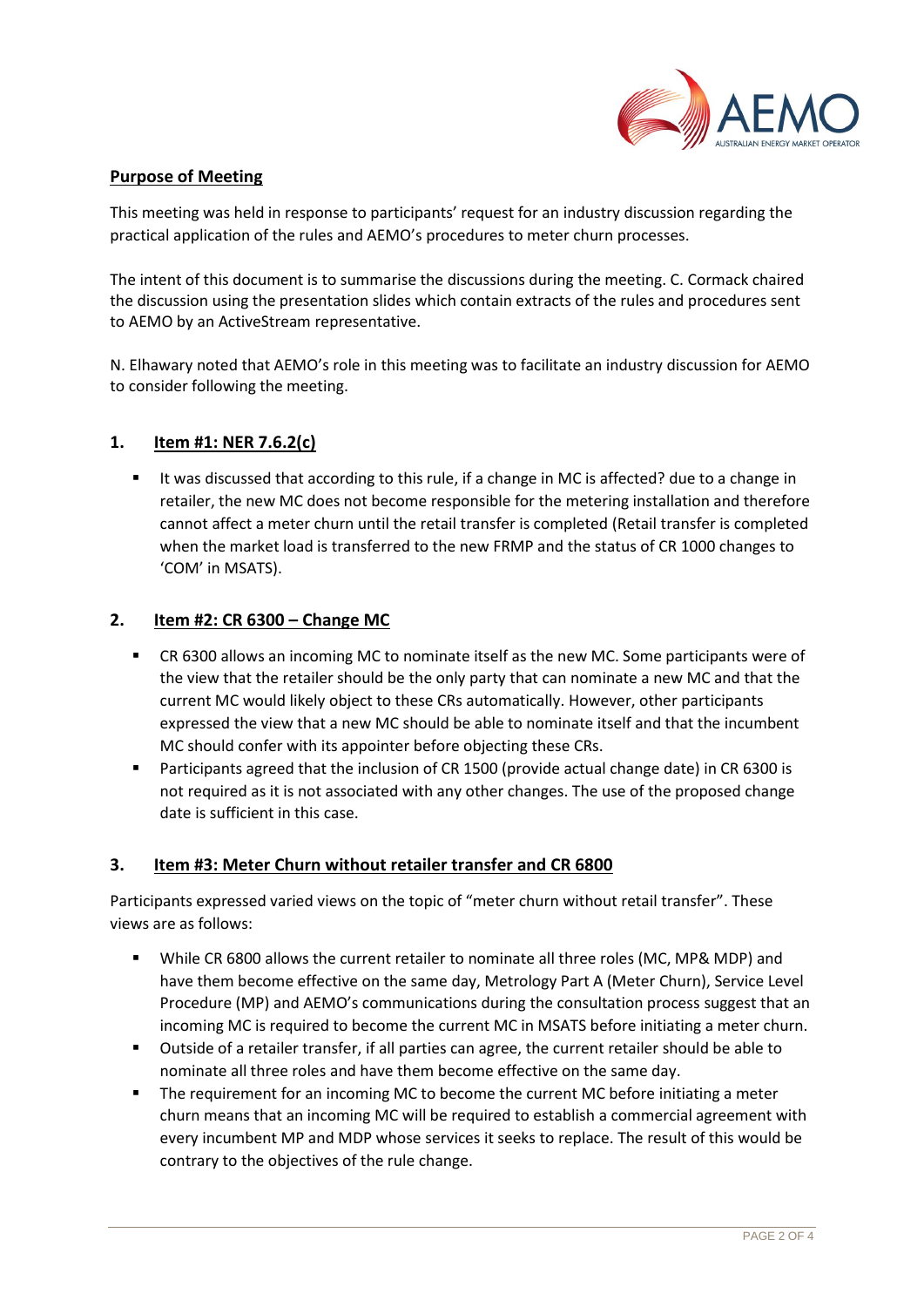## Purpose of Meeting

This meeting was held in response to participants' request for an industry discussion regarding the practical application of the rules and AEMO's procedures to meter churn processes.

The intent of this document is to summarise the discussions during the meeting. C. Cormack chaired the discussion using the presentation slides which contain extracts of the rules and procedures sent to AEMO by an ActiveStream representative.

N. Elhawary noted that AEMO's role in this meeting was to facilitate an industry discussion for AEMO to consider following the meeting.

## 1. Item #1: NER 7.6.2(c)

- It was discussed that according to this rule, if a change in MC is affected? due to a change in retailer, the new MC does not become responsible for the metering installation and therefore cannot affect a meter churn until the retail transfer is completed (Retail transfer is completed when the market load is transferred to the new FRMP and the status of CR 1000 changes to 'COM' in MSATS).

## 2. Item #2: CR 6300 – Change MC

- CR 6300 allows an incoming MC to nominate itself as the new MC. Some participants were of the view that the retailer should be the only party that can nominate a new MC and that the current MC would likely object to these CRs automatically. However, other participants expressed the view that a new MC should be able to nominate itself and that the incumbent MC should confer with its appointer before objecting these CRs.
- Participants agreed that the inclusion of CR 1500 (provide actual change date) in CR 6300 is not required as it is not associated with any other changes. The use of the proposed change date is sufficient in this case.

## 3. Item #3: Meter Churn without retailer transfer and CR 6800

Participants expressed varied views on the topic of "meter churn without retail transfer". These views are as follows:

- While CR 6800 allows the current retailer to nominate all three roles (MC, MP& MDP) and have them become effective on the same day, Metrology Part A (Meter Churn), Service Level Procedure (MP) and AEMO's communications during the consultation process suggest that an incoming MC is required to become the current MC in MSATS before initiating a meter churn.
- Outside of a retailer transfer, if all parties can agree, the current retailer should be able to nominate all three roles and have them become effective on the same day.
- The requirement for an incoming MC to become the current MC before initiating a meter churn means that an incoming MC will be required to establish a commercial agreement with every incumbent MP and MDP whose services it seeks to replace. The result of this would be contrary to the objectives of the rule change.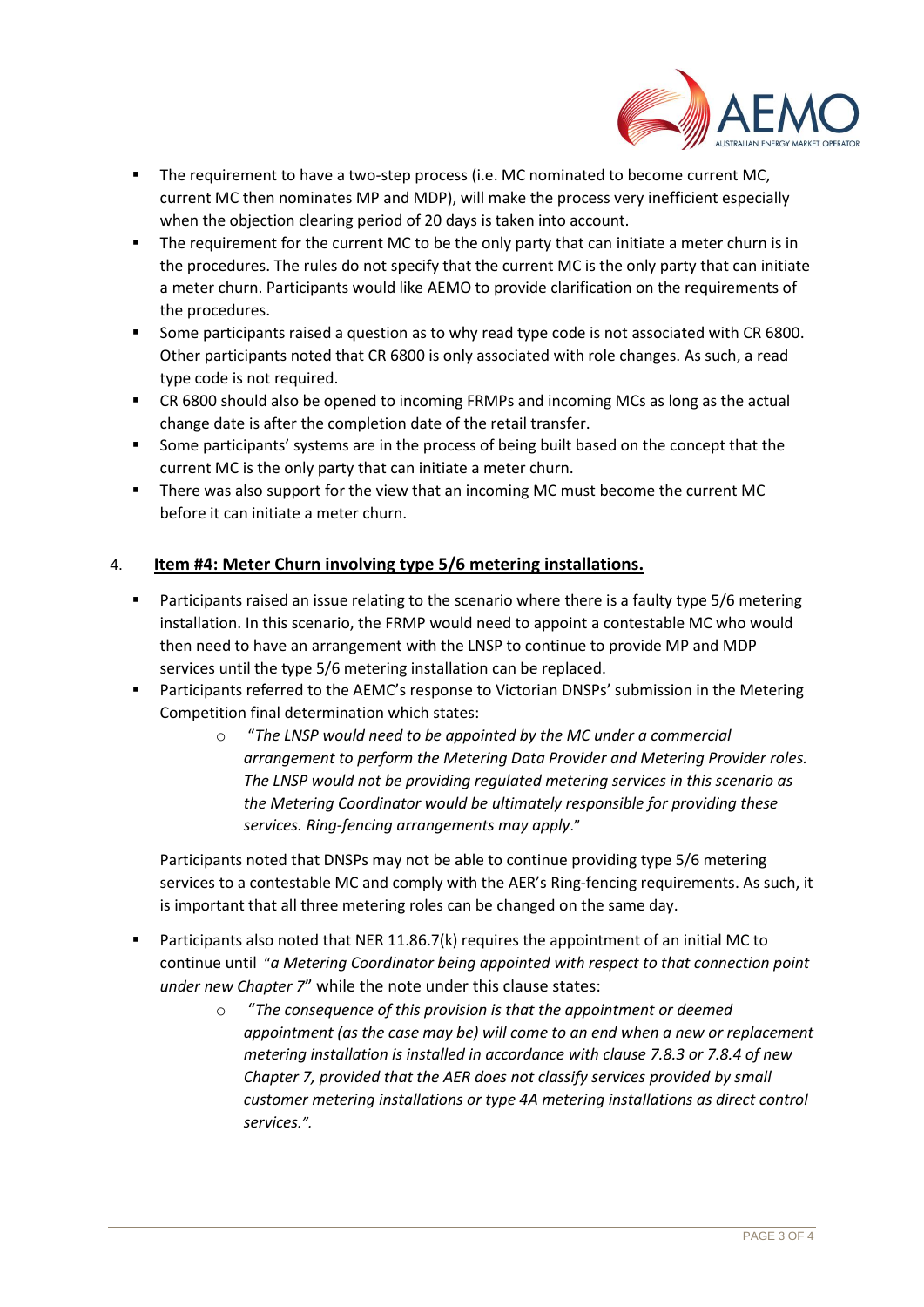- The requirement to have a two-step process (i.e. MC nominated to become current MC, current MC then nominates MP and MDP), will make the process very inefficient especially when the objection clearing period of 20 days is taken into account.
- The requirement for the current MC to be the only party that can initiate a meter churn is in the procedures. The rules do not specify that the current MC is the only party that can initiate a meter churn. Participants would like AEMO to provide clarification on the requirements of the procedures.
- Some participants raised a question as to why read type code is not associated with CR 6800. Other participants noted that CR 6800 is only associated with role changes. As such, a read type code is not required.
- CR 6800 should also be opened to incoming FRMPs and incoming MCs as long as the actual change date is after the completion date of the retail transfer.
- Some participants' systems are in the process of being built based on the concept that the current MC is the only party that can initiate a meter churn.
- There was also support for the view that an incoming MC must become the current MC before it can initiate a meter churn.

4. **Item #4: Meter Churn involving type 5/6 metering installations.**

- Participants raised an issue relating to the scenario where there is a faulty type 5/6 metering installation. In this scenario, the FRMP would need to appoint a contestable MC who would then need to have an arrangement with the LNSP to continue to provide MP and MDP services until the type 5/6 metering installation can be replaced.
- Participants referred to the AEMC's response to Victorian DNSPs' submission in the Metering Competition final determination which states:
  - "*The LNSP would need to be appointed by the MC under a commercial arrangement to perform the Metering Data Provider and Metering Provider roles. The LNSP would not be providing regulated metering services in this scenario as the Metering Coordinator would be ultimately responsible for providing these services. Ring-fencing arrangements may apply*."

  Participants noted that DNSPs may not be able to continue providing type 5/6 metering services to a contestable MC and comply with the AER's Ring-fencing requirements. As such, it is important that all three metering roles can be changed on the same day.

- Participants also noted that NER 11.86.7(k) requires the appointment of an initial MC to continue until "*a Metering Coordinator being appointed with respect to that connection point under new Chapter 7*" while the note under this clause states:
  - "*The consequence of this provision is that the appointment or deemed appointment (as the case may be) will come to an end when a new or replacement metering installation is installed in accordance with clause 7.8.3 or 7.8.4 of new Chapter 7, provided that the AER does not classify services provided by small customer metering installations or type 4A metering installations as direct control services.*".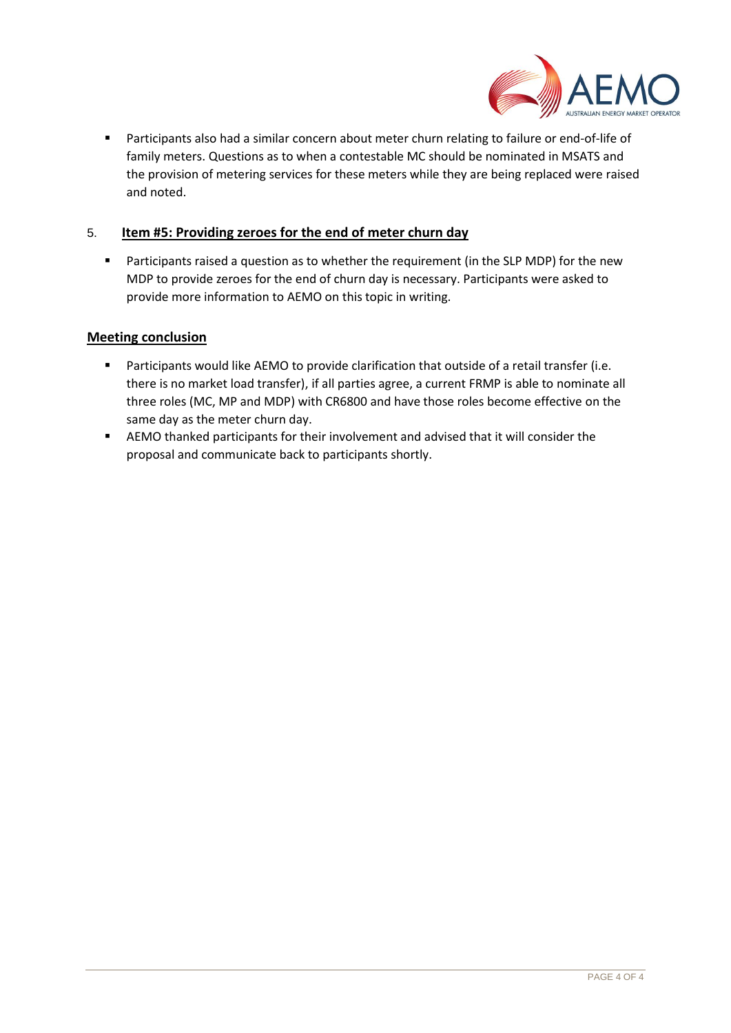- Participants also had a similar concern about meter churn relating to failure or end-of-life of family meters. Questions as to when a contestable MC should be nominated in MSATS and the provision of metering services for these meters while they are being replaced were raised and noted.

## 5. Item #5: Providing zeroes for the end of meter churn day

- Participants raised a question as to whether the requirement (in the SLP MDP) for the new MDP to provide zeroes for the end of churn day is necessary. Participants were asked to provide more information to AEMO on this topic in writing.

## Meeting conclusion

- Participants would like AEMO to provide clarification that outside of a retail transfer (i.e. there is no market load transfer), if all parties agree, a current FRMP is able to nominate all three roles (MC, MP and MDP) with CR6800 and have those roles become effective on the same day as the meter churn day.
- AEMO thanked participants for their involvement and advised that it will consider the proposal and communicate back to participants shortly.